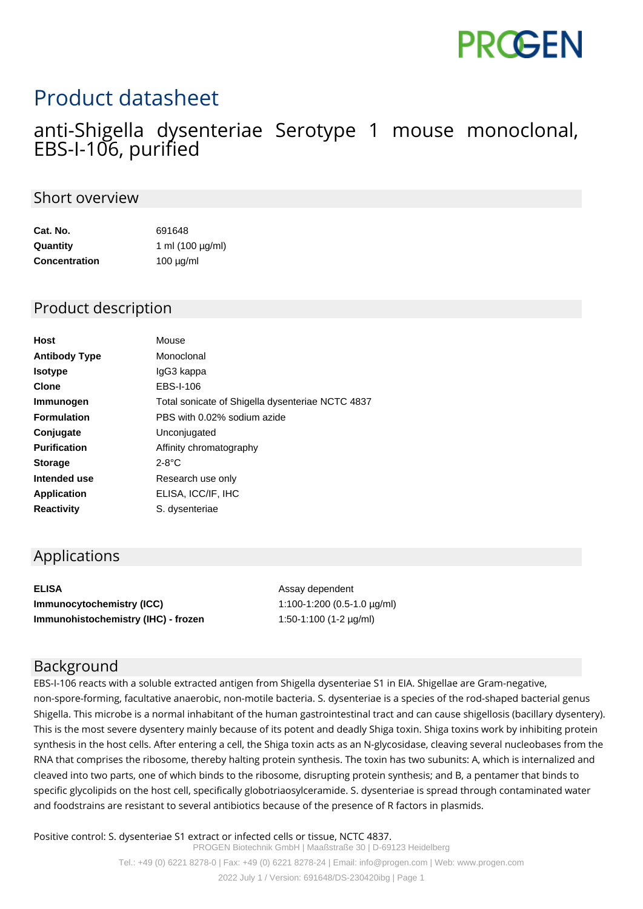PROGEN

# Product datasheet

## anti-Shigella dysenteriae Serotype 1 mouse monoclonal, EBS-I-106, purified

## Short overview

| | |
|---|---|
| **Cat. No.** | 691648 |
| **Quantity** | 1 ml (100 µg/ml) |
| **Concentration** | 100 µg/ml |

## Product description

| | |
|---|---|
| **Host** | Mouse |
| **Antibody Type** | Monoclonal |
| **Isotype** | IgG3 kappa |
| **Clone** | EBS-I-106 |
| **Immunogen** | Total sonicate of Shigella dysenteriae NCTC 4837 |
| **Formulation** | PBS with 0.02% sodium azide |
| **Conjugate** | Unconjugated |
| **Purification** | Affinity chromatography |
| **Storage** | 2-8°C |
| **Intended use** | Research use only |
| **Application** | ELISA, ICC/IF, IHC |
| **Reactivity** | S. dysenteriae |

## Applications

| | |
|---|---|
| **ELISA** | Assay dependent |
| **Immunocytochemistry (ICC)** | 1:100-1:200 (0.5-1.0 µg/ml) |
| **Immunohistochemistry (IHC) - frozen** | 1:50-1:100 (1-2 µg/ml) |

## Background

EBS-I-106 reacts with a soluble extracted antigen from Shigella dysenteriae S1 in EIA. Shigellae are Gram-negative, non-spore-forming, facultative anaerobic, non-motile bacteria. S. dysenteriae is a species of the rod-shaped bacterial genus Shigella. This microbe is a normal inhabitant of the human gastrointestinal tract and can cause shigellosis (bacillary dysentery). This is the most severe dysentery mainly because of its potent and deadly Shiga toxin. Shiga toxins work by inhibiting protein synthesis in the host cells. After entering a cell, the Shiga toxin acts as an N-glycosidase, cleaving several nucleobases from the RNA that comprises the ribosome, thereby halting protein synthesis. The toxin has two subunits: A, which is internalized and cleaved into two parts, one of which binds to the ribosome, disrupting protein synthesis; and B, a pentamer that binds to specific glycolipids on the host cell, specifically globotriaosylceramide. S. dysenteriae is spread through contaminated water and foodstrains are resistant to several antibiotics because of the presence of R factors in plasmids.

Positive control: S. dysenteriae S1 extract or infected cells or tissue, NCTC 4837.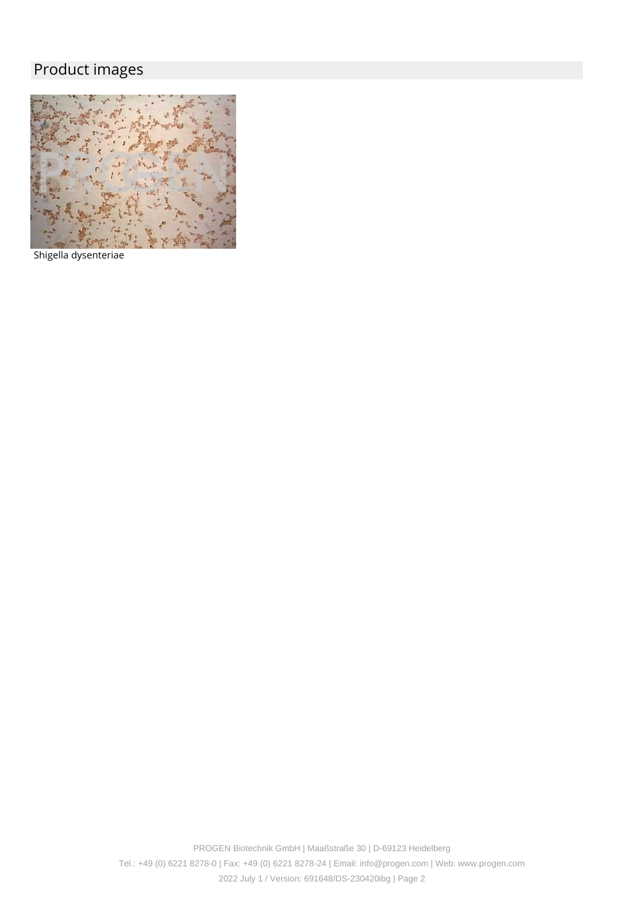## Product images

Shigella dysenteriae